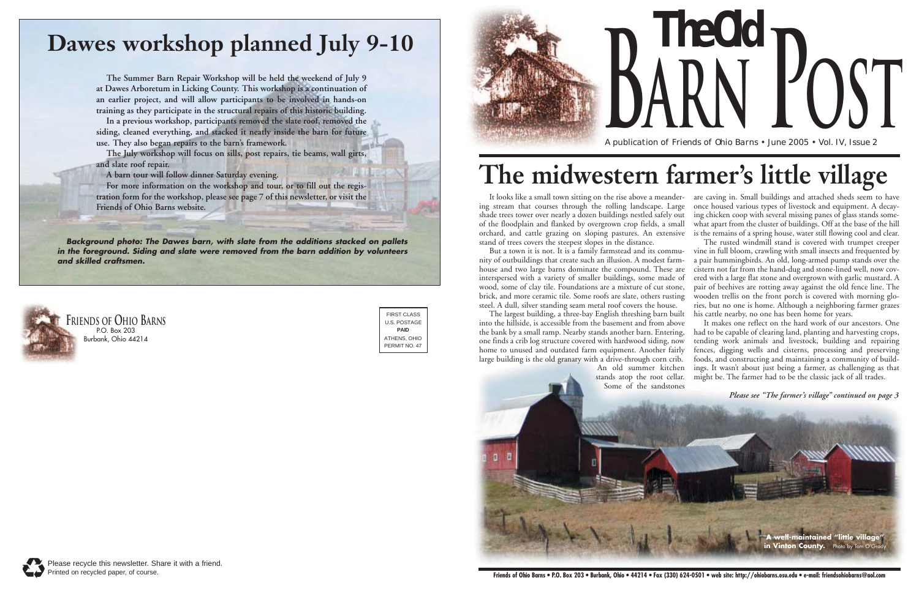# The Old Barn Post

A publication of Friends of Ohio Barns • June 2005 • Vol. IV, Issue 2

## Dawes workshop planned July 9-10

**The Summer Barn Repair Workshop will be held the weekend of July 9 at Dawes Arboretum in Licking County. This workshop is a continuation of an earlier project, and will allow participants to be involved in hands-on training as they participate in the structural repairs of this historic building.**

**In a previous workshop, participants removed the slate roof, removed the siding, cleaned everything, and stacked it neatly inside the barn for future use. They also began repairs to the barn's framework.**

**The July workshop will focus on sills, post repairs, tie beams, wall girts, and slate roof repair.**

**A barn tour will follow dinner Saturday evening.**

**For more information on the workshop and tour, or to fill out the registration form for the workshop, please see page 7 of this newsletter, or visit the Friends of Ohio Barns website.**

***Background photo: The Dawes barn, with slate from the additions stacked on pallets in the foreground. Siding and slate were removed from the barn addition by volunteers and skilled craftsmen.***

FRIENDS OF OHIO BARNS
P.O. Box 203
Burbank, Ohio 44214

FIRST CLASS
U.S. POSTAGE
**PAID**
ATHENS, OHIO
PERMIT NO. 47

# The midwestern farmer's little village

It looks like a small town sitting on the rise above a meandering stream that courses through the rolling landscape. Large shade trees tower over nearly a dozen buildings nestled safely out of the floodplain and flanked by overgrown crop fields, a small orchard, and cattle grazing on sloping pastures. An extensive stand of trees covers the steepest slopes in the distance.

But a town it is not. It is a family farmstead and its community of outbuildings that create such an illusion. A modest farmhouse and two large barns dominate the compound. These are interspersed with a variety of smaller buildings, some made of wood, some of clay tile. Foundations are a mixture of cut stone, brick, and more ceramic tile. Some roofs are slate, others rusting steel. A dull, silver standing seam metal roof covers the house.

The largest building, a three-bay English threshing barn built into the hillside, is accessible from the basement and from above the bank by a small ramp. Nearby stands another barn. Entering, one finds a crib log structure covered with hardwood siding, now home to unused and outdated farm equipment. Another fairly large building is the old granary with a drive-through corn crib. An old summer kitchen stands atop the root cellar. Some of the sandstones are caving in. Small buildings and attached sheds seem to have once housed various types of livestock and equipment. A decaying chicken coop with several missing panes of glass stands somewhat apart from the cluster of buildings. Off at the base of the hill is the remains of a spring house, water still flowing cool and clear.

The rusted windmill stand is covered with trumpet creeper vine in full bloom, crawling with small insects and frequented by a pair hummingbirds. An old, long-armed pump stands over the cistern not far from the hand-dug and stone-lined well, now covered with a large flat stone and overgrown with garlic mustard. A pair of beehives are rotting away against the old fence line. The wooden trellis on the front porch is covered with morning glories, but no one is home. Although a neighboring farmer grazes his cattle nearby, no one has been home for years.

It makes one reflect on the hard work of our ancestors. One had to be capable of clearing land, planting and harvesting crops, tending work animals and livestock, building and repairing fences, digging wells and cisterns, processing and preserving foods, and constructing and maintaining a community of buildings. It wasn't about just being a farmer, as challenging as that might be. The farmer had to be the classic jack of all trades.

*Please see "The farmer's village" continued on page 3*

**A well-maintained "little village" in Vinton County.** Photo by Tom O'Grady

Please recycle this newsletter. Share it with a friend.
Printed on recycled paper, of course.

**Friends of Ohio Barns • P.O. Box 203 • Burbank, Ohio • 44214 • Fax (330) 624-0501 • web site: http://ohiobarns.osu.edu • e-mail: friendsohiobarns@aol.com**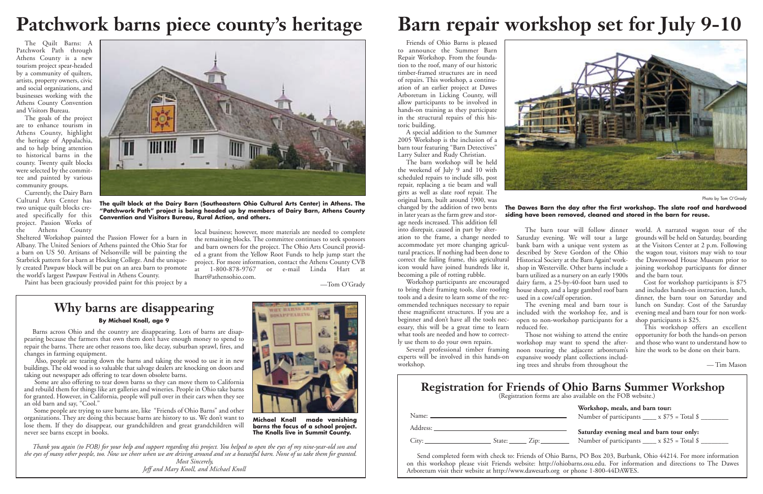# Patchwork barns piece county's heritage

The Quilt Barns: A Patchwork Path through Athens County is a new tourism project spear-headed by a community of quilters, artists, property owners, civic and social organizations, and businesses working with the Athens County Convention and Visitors Bureau.

The goals of the project are to enhance tourism in Athens County, highlight the heritage of Appalachia, and to help bring attention to historical barns in the county. Twenty quilt blocks were selected by the committee and painted by various community groups.

Currently, the Dairy Barn Cultural Arts Center has two unique quilt blocks created specifically for this project. Passion Works of the Athens County Sheltered Workshop painted the Passion Flower for a barn in Albany. The United Seniors of Athens painted the Ohio Star for a barn on US 50. Artisans of Nelsonville will be painting the Starbrick pattern for a barn at Hocking College. And the uniquely created Pawpaw block will be put on an area barn to promote the world's largest Pawpaw Festival in Athens County.

Paint has been graciously provided paint for this project by a local business; however, more materials are needed to complete the remaining blocks. The committee continues to seek sponsors and barn owners for the project. The Ohio Arts Council provided a grant from the Yellow Root Funds to help jump start the project. For more information, contact the Athens County CVB at 1-800-878-9767 or e-mail Linda Hart at lhart@athensohio.com.

—Tom O'Grady

**The quilt block at the Dairy Barn (Southeastern Ohio Cultural Arts Center) in Athens. The "Patchwork Path" project is being headed up by members of Dairy Barn, Athens County Convention and Visitors Bureau, Rural Action, and others.**

## Why barns are disappearing

**By Michael Knoll, age 9**

Barns across Ohio and the country are disappearing. Lots of barns are disappearing because the farmers that own them don't have enough money to spend to repair the barns. There are other reasons too, like decay, suburban sprawl, fires, and changes in farming equipment.

Also, people are tearing down the barns and taking the wood to use it in new buildings. The old wood is so valuable that salvage dealers are knocking on doors and taking out newspaper ads offering to tear down obsolete barns.

Some are also offering to tear down barns so they can move them to California and rebuild them for things like art galleries and wineries. People in Ohio take barns for granted. However, in California, people will pull over in their cars when they see an old barn and say, "Cool."

Some people are trying to save barns are, like "Friends of Ohio Barns" and other organizations. They are doing this because barns are history to us. We don't want to lose them. If they do disappear, our grandchildren and great grandchildren will never see barns except in books.

**Michael Knoll made vanishing barns the focus of a school project. The Knolls live in Summit County.**

*Thank you again (to FOB) for your help and support regarding this project. You helped to open the eyes of my nine-year-old son and the eyes of many other people, too. Now we cheer when we are driving around and see a beautiful barn. None of us take them for granted.*

*Most Sincerely,*
*Jeff and Mary Knoll, and Michael Knoll*

# Barn repair workshop set for July 9-10

Friends of Ohio Barns is pleased to announce the Summer Barn Repair Workshop. From the foundation to the roof, many of our historic timber-framed structures are in need of repairs. This workshop, a continuation of an earlier project at Dawes Arboretum in Licking County, will allow participants to be involved in hands-on training as they participate in the structural repairs of this historic building.

A special addition to the Summer 2005 Workshop is the inclusion of a barn tour featuring "Barn Detectives" Larry Sulzer and Rudy Christian.

The barn workshop will be held the weekend of July 9 and 10 with scheduled repairs to include sills, post repair, replacing a tie beam and wall girts as well as slate roof repair. The original barn, built around 1900, was changed by the addition of two bents in later years as the farm grew and storage needs increased. This addition fell into disrepair, caused in part by alteration to the frame, a change needed to accommodate yet more changing agricultural practices. If nothing had been done to correct the failing frame, this agricultural icon would have joined hundreds like it, becoming a pile of rotting rubble.

Workshop participants are encouraged to bring their framing tools, slate roofing tools and a desire to learn some of the recommended techniques necessary to repair these magnificent structures. If you are a beginner and don't have all the tools necessary, this will be a great time to learn what tools are needed and how to correctly use them to do your own repairs.

Several professional timber framing experts will be involved in this hands-on workshop.

Photo by Tom O'Grady

**The Dawes Barn the day after the first workshop. The slate roof and hardwood siding have been removed, cleaned and stored in the barn for reuse.**

The barn tour will follow dinner Saturday evening. We will tour a large bank barn with a unique vent system as described by Steve Gordon of the Ohio Historical Society at the Barn Again! workshop in Westerville. Other barns include a barn utilized as a nursery on an early 1900s dairy farm, a 25-by-40-foot barn used to house sheep, and a large gambrel roof barn used in a cow/calf operation.

The evening meal and barn tour is included with the workshop fee, and is open to non-workshop participants for a reduced fee.

Those not wishing to attend the entire workshop may want to spend the afternoon touring the adjacent arboretum's expansive woody plant collections including trees and shrubs from throughout the world. A narrated wagon tour of the grounds will be held on Saturday, boarding at the Visitors Center at 2 p.m. Following the wagon tour, visitors may wish to tour the Daweswood House Museum prior to joining workshop participants for dinner and the barn tour.

Cost for workshop participants is $75 and includes hands-on instruction, lunch, dinner, the barn tour on Saturday and lunch on Sunday. Cost of the Saturday evening meal and barn tour for non workshop participants is $25.

This workshop offers an excellent opportunity for both the hands-on person and those who want to understand how to hire the work to be done on their barn.

— Tim Mason

## Registration for Friends of Ohio Barns Summer Workshop

(Registration forms are also available on the FOB website.)

Name: ______________________

Address: ______________________

City: ____________ State: _____ Zip: ________

**Workshop, meals, and barn tour:**
Number of participants ____ x $75 = Total $ ________

**Saturday evening meal and barn tour only:**
Number of participants ____ x $25 = Total $ ________

Send completed form with check to: Friends of Ohio Barns, PO Box 203, Burbank, Ohio 44214. For more information on this workshop please visit Friends website: http://ohiobarns.osu.edu. For information and directions to The Dawes Arboretum visit their website at http://www.dawesarb.org or phone 1-800-44DAWES.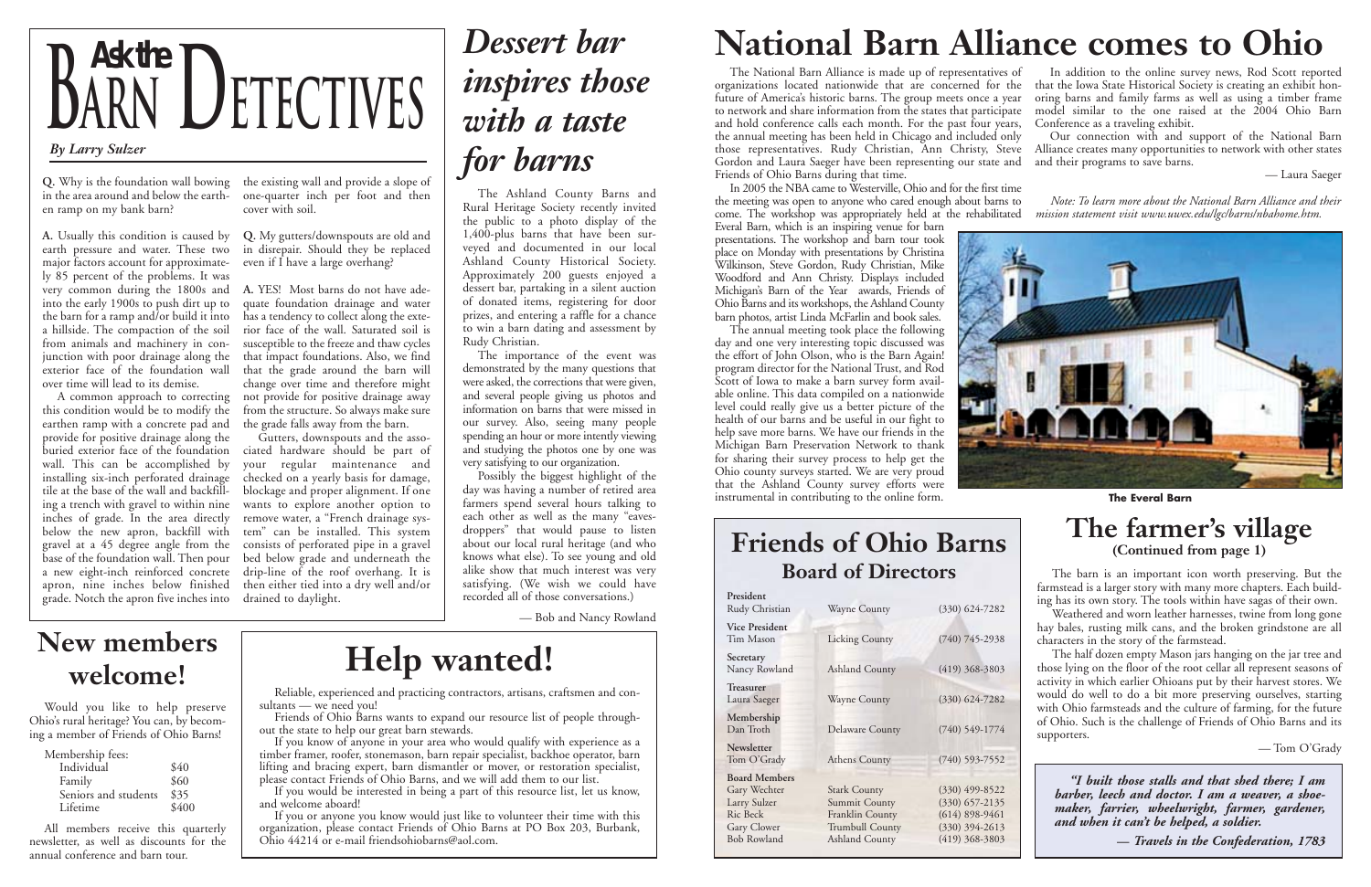# Ask the Barn Detectives

*By Larry Sulzer*

**Q.** Why is the foundation wall bowing in the area around and below the earthen ramp on my bank barn?

**A.** Usually this condition is caused by earth pressure and water. These two major factors account for approximately 85 percent of the problems. It was very common during the 1800s and into the early 1900s to push dirt up to the barn for a ramp and/or build it into a hillside. The compaction of the soil from animals and machinery in conjunction with poor drainage along the exterior face of the foundation wall over time will lead to its demise.

A common approach to correcting this condition would be to modify the earthen ramp with a concrete pad and provide for positive drainage along the buried exterior face of the foundation wall. This can be accomplished by installing six-inch perforated drainage tile at the base of the wall and backfilling a trench with gravel to within nine inches of grade. In the area directly below the new apron, backfill with gravel at a 45 degree angle from the base of the foundation wall. Then pour a new eight-inch reinforced concrete apron, nine inches below finished grade. Notch the apron five inches into the existing wall and provide a slope of one-quarter inch per foot and then cover with soil.

**Q.** My gutters/downspouts are old and in disrepair. Should they be replaced even if I have a large overhang?

**A.** YES! Most barns do not have adequate foundation drainage and water has a tendency to collect along the exterior face of the wall. Saturated soil is susceptible to the freeze and thaw cycles that impact foundations. Also, we find that the grade around the barn will change over time and therefore might not provide for positive drainage away from the structure. So always make sure the grade falls away from the barn.

Gutters, downspouts and the associated hardware should be part of your regular maintenance and checked on a yearly basis for damage, blockage and proper alignment. If one wants to explore another option to remove water, a "French drainage system" can be installed. This system consists of perforated pipe in a gravel bed below grade and underneath the drip-line of the roof overhang. It is then either tied into a dry well and/or drained to daylight.

# *Dessert bar inspires those with a taste for barns*

The Ashland County Barns and Rural Heritage Society recently invited the public to a photo display of the 1,400-plus barns that have been surveyed and documented in our local Ashland County Historical Society. Approximately 200 guests enjoyed a dessert bar, partaking in a silent auction of donated items, registering for door prizes, and entering a raffle for a chance to win a barn dating and assessment by Rudy Christian.

The importance of the event was demonstrated by the many questions that were asked, the corrections that were given, and several people giving us photos and information on barns that were missed in our survey. Also, seeing many people spending an hour or more intently viewing and studying the photos one by one was very satisfying to our organization.

Possibly the biggest highlight of the day was having a number of retired area farmers spend several hours talking to each other as well as the many "eavesdroppers" that would pause to listen about our local rural heritage (and who knows what else). To see young and old alike show that much interest was very satisfying. (We wish we could have recorded all of those conversations.)

— Bob and Nancy Rowland

# National Barn Alliance comes to Ohio

The National Barn Alliance is made up of representatives of organizations located nationwide that are concerned for the future of America's historic barns. The group meets once a year to network and share information from the states that participate and hold conference calls each month. For the past four years, the annual meeting has been held in Chicago and included only those representatives. Rudy Christian, Ann Christy, Steve Gordon and Laura Saeger have been representing our state and Friends of Ohio Barns during that time.

In 2005 the NBA came to Westerville, Ohio and for the first time the meeting was open to anyone who cared enough about barns to come. The workshop was appropriately held at the rehabilitated Everal Barn, which is an inspiring venue for barn presentations. The workshop and barn tour took place on Monday with presentations by Christina Wilkinson, Steve Gordon, Rudy Christian, Mike Woodford and Ann Christy. Displays included Michigan's Barn of the Year awards, Friends of Ohio Barns and its workshops, the Ashland County barn photos, artist Linda McFarlin and book sales.

The annual meeting took place the following day and one very interesting topic discussed was the effort of John Olson, who is the Barn Again! program director for the National Trust, and Rod Scott of Iowa to make a barn survey form available online. This data compiled on a nationwide level could really give us a better picture of the health of our barns and be useful in our fight to help save more barns. We have our friends in the Michigan Barn Preservation Network to thank for sharing their survey process to help get the Ohio county surveys started. We are very proud that the Ashland County survey efforts were instrumental in contributing to the online form.

In addition to the online survey news, Rod Scott reported that the Iowa State Historical Society is creating an exhibit honoring barns and family farms as well as using a timber frame model similar to the one raised at the 2004 Ohio Barn Conference as a traveling exhibit.

Our connection with and support of the National Barn Alliance creates many opportunities to network with other states and their programs to save barns.

— Laura Saeger

*Note: To learn more about the National Barn Alliance and their mission statement visit www.uwex.edu/lgc/barns/nbahome.htm.*

**The Everal Barn**

# The farmer's village
**(Continued from page 1)**

The barn is an important icon worth preserving. But the farmstead is a larger story with many more chapters. Each building has its own story. The tools within have sagas of their own.

Weathered and worn leather harnesses, twine from long gone hay bales, rusting milk cans, and the broken grindstone are all characters in the story of the farmstead.

The half dozen empty Mason jars hanging on the jar tree and those lying on the floor of the root cellar all represent seasons of activity in which earlier Ohioans put by their harvest stores. We would do well to do a bit more preserving ourselves, starting with Ohio farmsteads and the culture of farming, for the future of Ohio. Such is the challenge of Friends of Ohio Barns and its supporters.

— Tom O'Grady

***"I built those stalls and that shed there; I am barber, leech and doctor. I am a weaver, a shoemaker, farrier, wheelwright, farmer, gardener, and when it can't be helped, a soldier.***

***— Travels in the Confederation, 1783***

# New members welcome!

Would you like to help preserve Ohio's rural heritage? You can, by becoming a member of Friends of Ohio Barns!

Membership fees:

| | |
|---|---|
| Individual | $40 |
| Family | $60 |
| Seniors and students | $35 |
| Lifetime | $400 |

All members receive this quarterly newsletter, as well as discounts for the annual conference and barn tour.

# Help wanted!

Reliable, experienced and practicing contractors, artisans, craftsmen and consultants — we need you!

Friends of Ohio Barns wants to expand our resource list of people throughout the state to help our great barn stewards.

If you know of anyone in your area who would qualify with experience as a timber framer, roofer, stonemason, barn repair specialist, backhoe operator, barn lifting and bracing expert, barn dismantler or mover, or restoration specialist, please contact Friends of Ohio Barns, and we will add them to our list.

If you would be interested in being a part of this resource list, let us know, and welcome aboard!

If you or anyone you know would just like to volunteer their time with this organization, please contact Friends of Ohio Barns at PO Box 203, Burbank, Ohio 44214 or e-mail friendsohiobarns@aol.com.

# Friends of Ohio Barns
## Board of Directors

| | | |
|---|---|---|
| **President** | | |
| Rudy Christian | Wayne County | (330) 624-7282 |
| **Vice President** | | |
| Tim Mason | Licking County | (740) 745-2938 |
| **Secretary** | | |
| Nancy Rowland | Ashland County | (419) 368-3803 |
| **Treasurer** | | |
| Laura Saeger | Wayne County | (330) 624-7282 |
| **Membership** | | |
| Dan Troth | Delaware County | (740) 549-1774 |
| **Newsletter** | | |
| Tom O'Grady | Athens County | (740) 593-7552 |
| **Board Members** | | |
| Gary Wechter | Stark County | (330) 499-8522 |
| Larry Sulzer | Summit County | (330) 657-2135 |
| Ric Beck | Franklin County | (614) 898-9461 |
| Gary Clower | Trumbull County | (330) 394-2613 |
| Bob Rowland | Ashland County | (419) 368-3803 |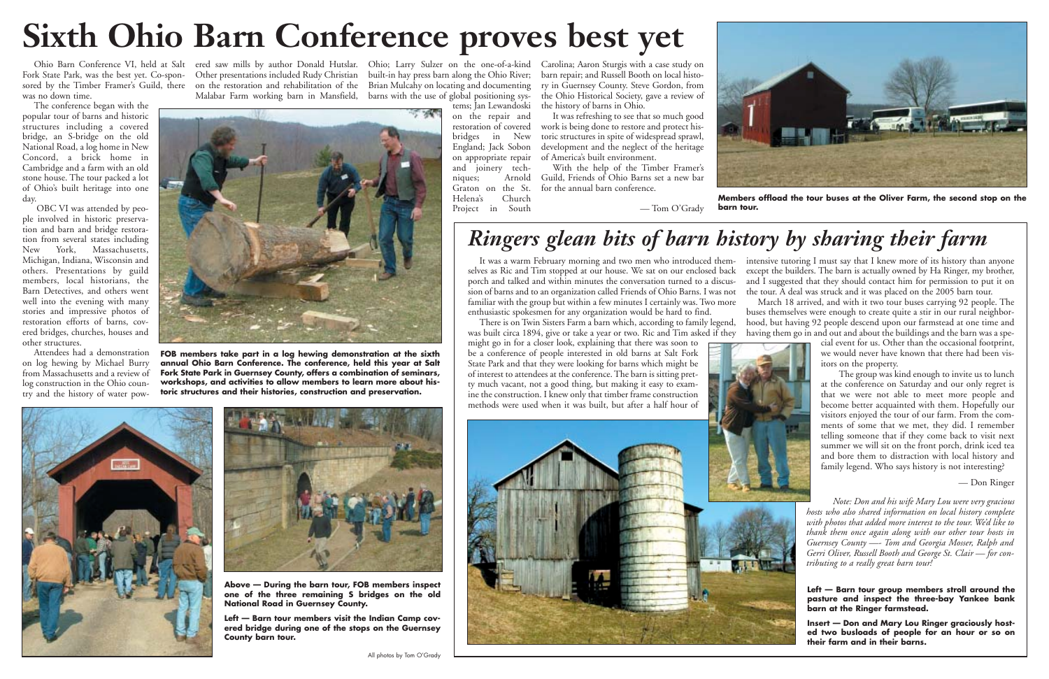# Sixth Ohio Barn Conference proves best yet

Ohio Barn Conference VI, held at Salt Fork State Park, was the best yet. Co-sponsored by the Timber Framer's Guild, there was no down time.

The conference began with the popular tour of barns and historic structures including a covered bridge, an S-bridge on the old National Road, a log home in New Concord, a brick home in Cambridge and a farm with an old stone house. The tour packed a lot of Ohio's built heritage into one day.

OBC VI was attended by people involved in historic preservation and barn and bridge restoration from several states including New York, Massachusetts, Michigan, Indiana, Wisconsin and others. Presentations by guild members, local historians, the Barn Detectives, and others went well into the evening with many stories and impressive photos of restoration efforts of barns, covered bridges, churches, houses and other structures.

Attendees had a demonstration on log hewing by Michael Burry from Massachusetts and a review of log construction in the Ohio country and the history of water powered saw mills by author Donald Hutslar. Other presentations included Rudy Christian on the restoration and rehabilitation of the Malabar Farm working barn in Mansfield, Ohio; Larry Sulzer on the one-of-a-kind built-in hay press barn along the Ohio River; Brian Mulcahy on locating and documenting barns with the use of global positioning systems; Jan Lewandoski on the repair and restoration of covered bridges in New England; Jack Sobon on appropriate repair and joinery techniques; Arnold Graton on the St. Helena's Church Project in South Carolina; Aaron Sturgis with a case study on barn repair; and Russell Booth on local history in Guernsey County. Steve Gordon, from the Ohio Historical Society, gave a review of the history of barns in Ohio.

It was refreshing to see that so much good work is being done to restore and protect historic structures in spite of widespread sprawl, development and the neglect of the heritage of America's built environment.

With the help of the Timber Framer's Guild, Friends of Ohio Barns set a new bar for the annual barn conference.

— Tom O'Grady

**FOB members take part in a log hewing demonstration at the sixth annual Ohio Barn Conference. The conference, held this year at Salt Fork State Park in Guernsey County, offers a combination of seminars, workshops, and activities to allow members to learn more about historic structures and their histories, construction and preservation.**

**Members offload the tour buses at the Oliver Farm, the second stop on the barn tour.**

**Above — During the barn tour, FOB members inspect one of the three remaining S bridges on the old National Road in Guernsey County.**

**Left — Barn tour members visit the Indian Camp covered bridge during one of the stops on the Guernsey County barn tour.**

All photos by Tom O'Grady

## *Ringers glean bits of barn history by sharing their farm*

It was a warm February morning and two men who introduced themselves as Ric and Tim stopped at our house. We sat on our enclosed back porch and talked and within minutes the conversation turned to a discussion of barns and to an organization called Friends of Ohio Barns. I was not familiar with the group but within a few minutes I certainly was. Two more enthusiastic spokesmen for any organization would be hard to find.

There is on Twin Sisters Farm a barn which, according to family legend, was built circa 1894, give or take a year or two. Ric and Tim asked if they might go in for a closer look, explaining that there was soon to be a conference of people interested in old barns at Salt Fork State Park and that they were looking for barns which might be of interest to attendees at the conference. The barn is sitting pretty much vacant, not a good thing, but making it easy to examine the construction. I knew only that timber frame construction methods were used when it was built, but after a half hour of intensive tutoring I must say that I knew more of its history than anyone except the builders. The barn is actually owned by Ha Ringer, my brother, and I suggested that they should contact him for permission to put it on the tour. A deal was struck and it was placed on the 2005 barn tour.

March 18 arrived, and with it two tour buses carrying 92 people. The buses themselves were enough to create quite a stir in our rural neighborhood, but having 92 people descend upon our farmstead at one time and having them go in and out and about the buildings and the barn was a special event for us. Other than the occasional footprint, we would never have known that there had been visitors on the property.

The group was kind enough to invite us to lunch at the conference on Saturday and our only regret is that we were not able to meet more people and become better acquainted with them. Hopefully our visitors enjoyed the tour of our farm. From the comments of some that we met, they did. I remember telling someone that if they come back to visit next summer we will sit on the front porch, drink iced tea and bore them to distraction with local history and family legend. Who says history is not interesting?

— Don Ringer

*Note: Don and his wife Mary Lou were very gracious hosts who also shared information on local history complete with photos that added more interest to the tour. We'd like to thank them once again along with our other tour hosts in Guernsey County — Tom and Georgia Mosser, Ralph and Gerri Oliver, Russell Booth and George St. Clair — for contributing to a really great barn tour!*

**Left — Barn tour group members stroll around the pasture and inspect the three-bay Yankee bank barn at the Ringer farmstead.**

**Insert — Don and Mary Lou Ringer graciously hosted two busloads of people for an hour or so on their farm and in their barns.**